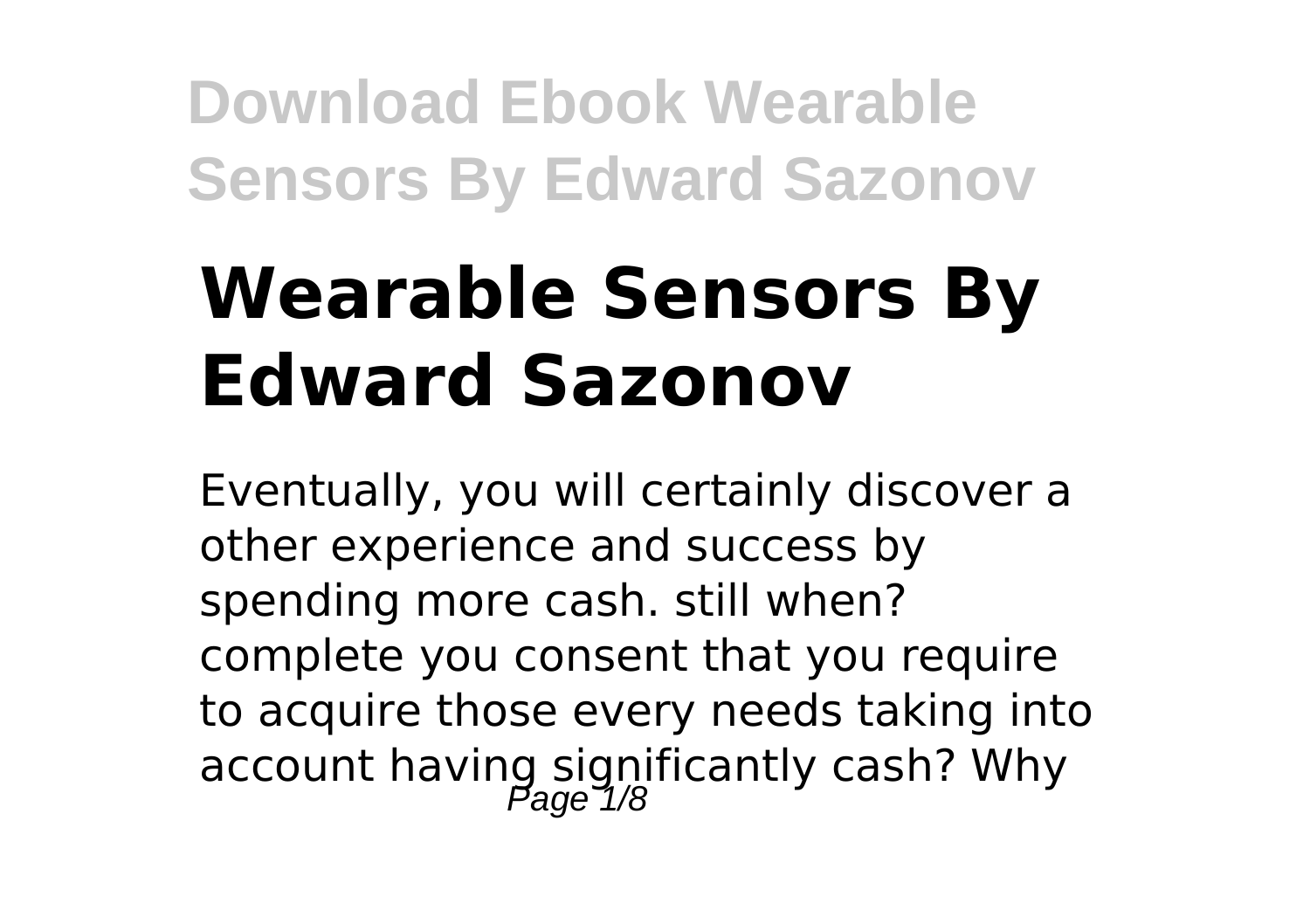# Wearable Sensors By Edward Sazonov

Eventually, you will certainly discover a other experience and success by spending more cash. still when? complete you consent that you require to acquire those every needs taking into account having significantly cash? Why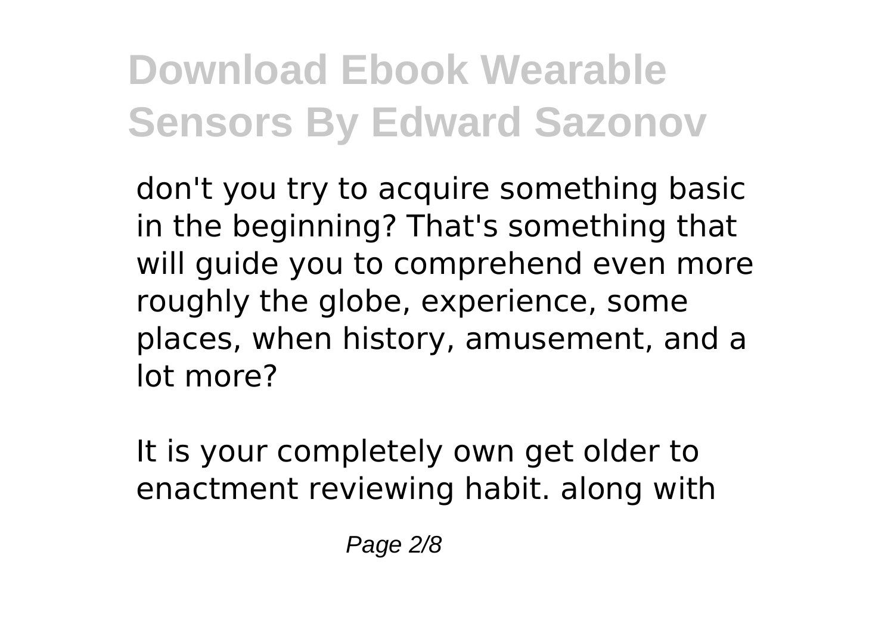don't you try to acquire something basic in the beginning? That's something that will guide you to comprehend even more roughly the globe, experience, some places, when history, amusement, and a lot more?

It is your completely own get older to enactment reviewing habit. along with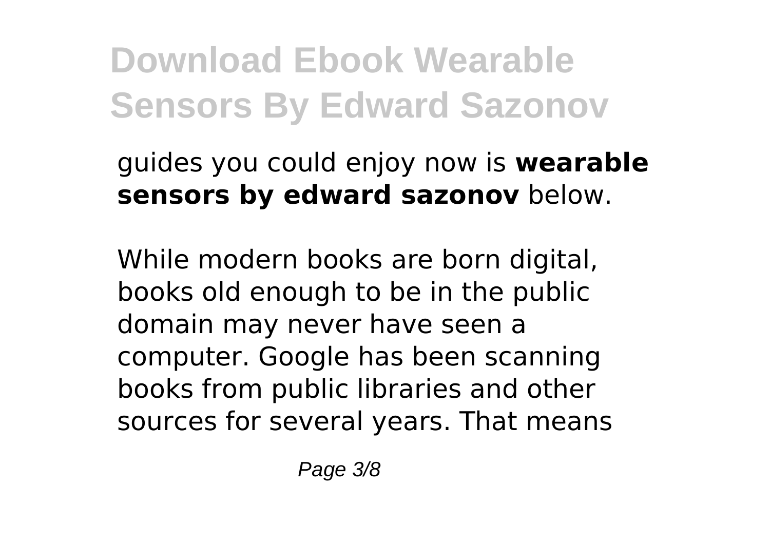guides you could enjoy now is **wearable sensors by edward sazonov** below.

While modern books are born digital, books old enough to be in the public domain may never have seen a computer. Google has been scanning books from public libraries and other sources for several years. That means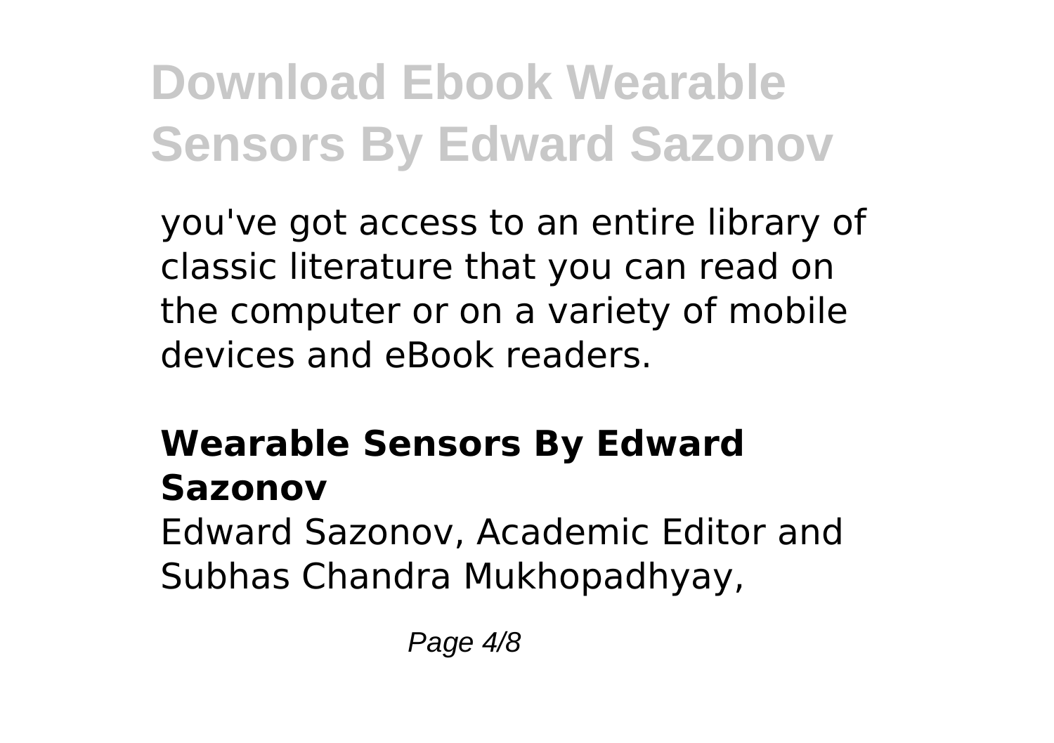you've got access to an entire library of classic literature that you can read on the computer or on a variety of mobile devices and eBook readers.

## Wearable Sensors By Edward Sazonov

Edward Sazonov, Academic Editor and Subhas Chandra Mukhopadhyay,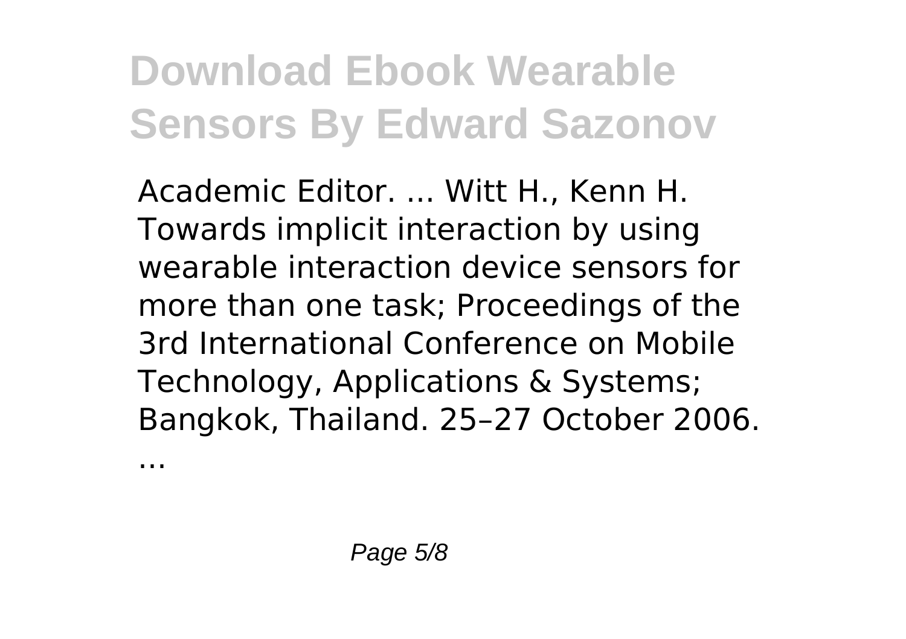Academic Editor. ... Witt H., Kenn H. Towards implicit interaction by using wearable interaction device sensors for more than one task; Proceedings of the 3rd International Conference on Mobile Technology, Applications & Systems; Bangkok, Thailand. 25–27 October 2006. ...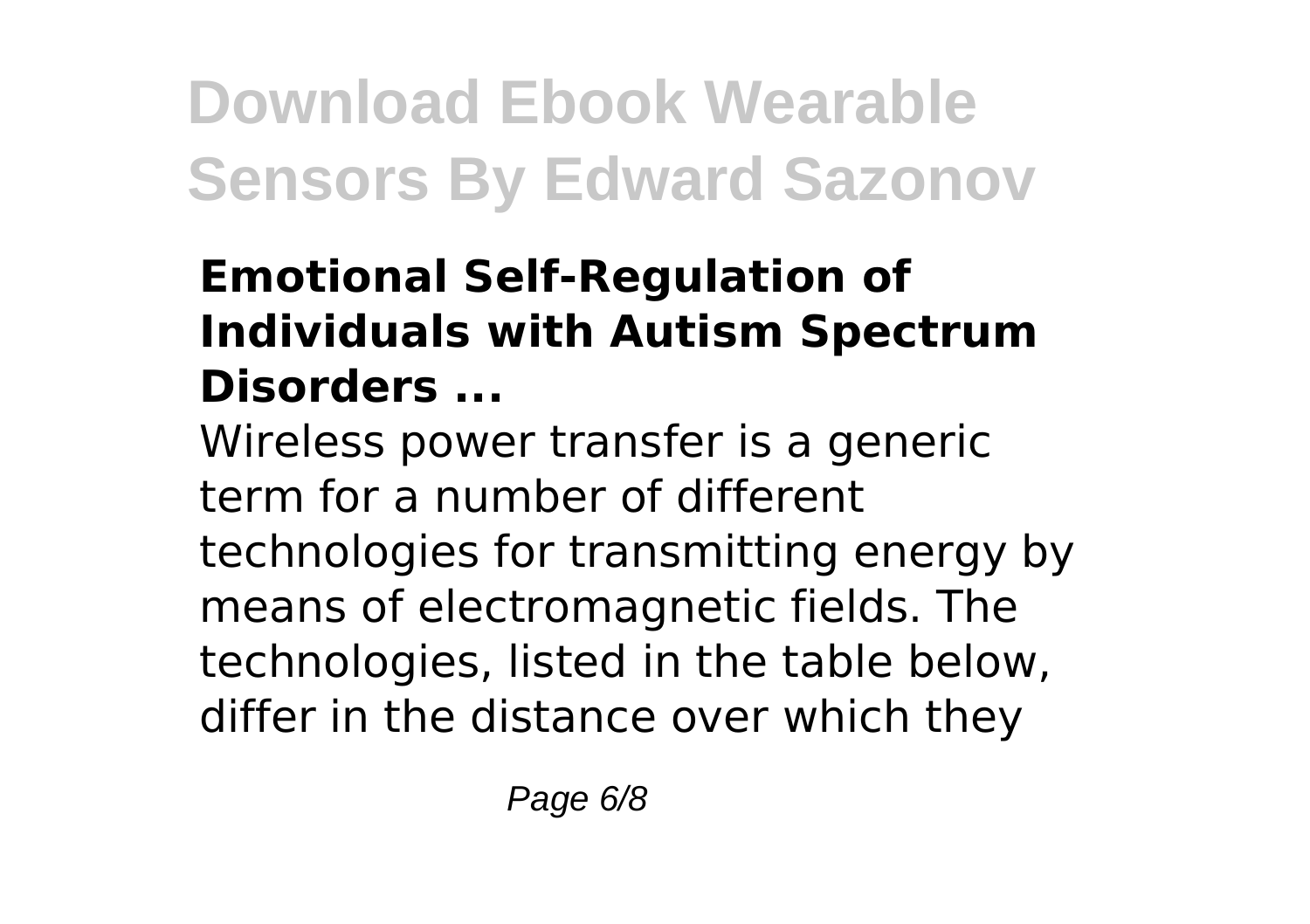### Emotional Self-Regulation of Individuals with Autism Spectrum Disorders ...

Wireless power transfer is a generic term for a number of different technologies for transmitting energy by means of electromagnetic fields. The technologies, listed in the table below, differ in the distance over which they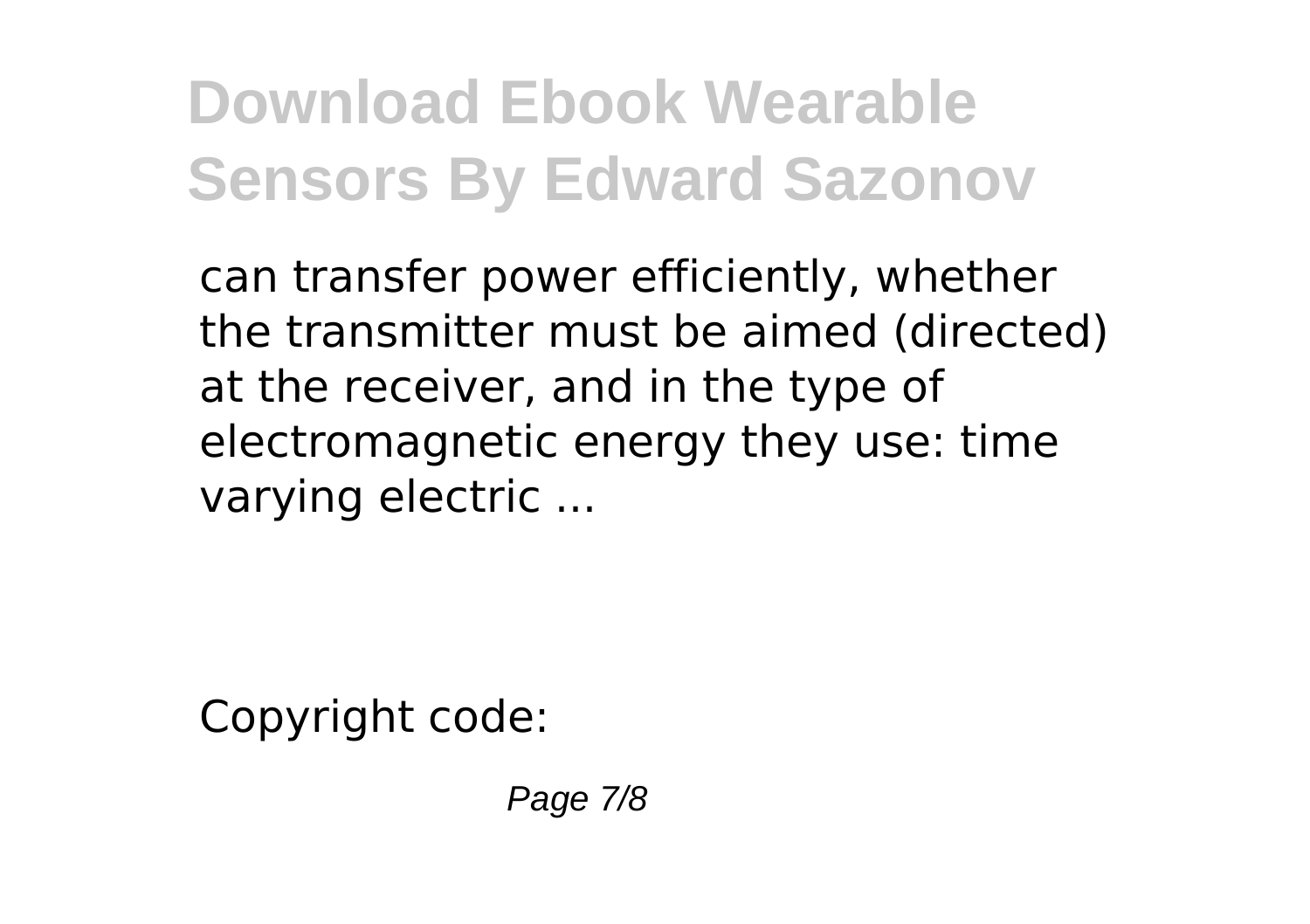can transfer power efficiently, whether the transmitter must be aimed (directed) at the receiver, and in the type of electromagnetic energy they use: time varying electric ...

Copyright code: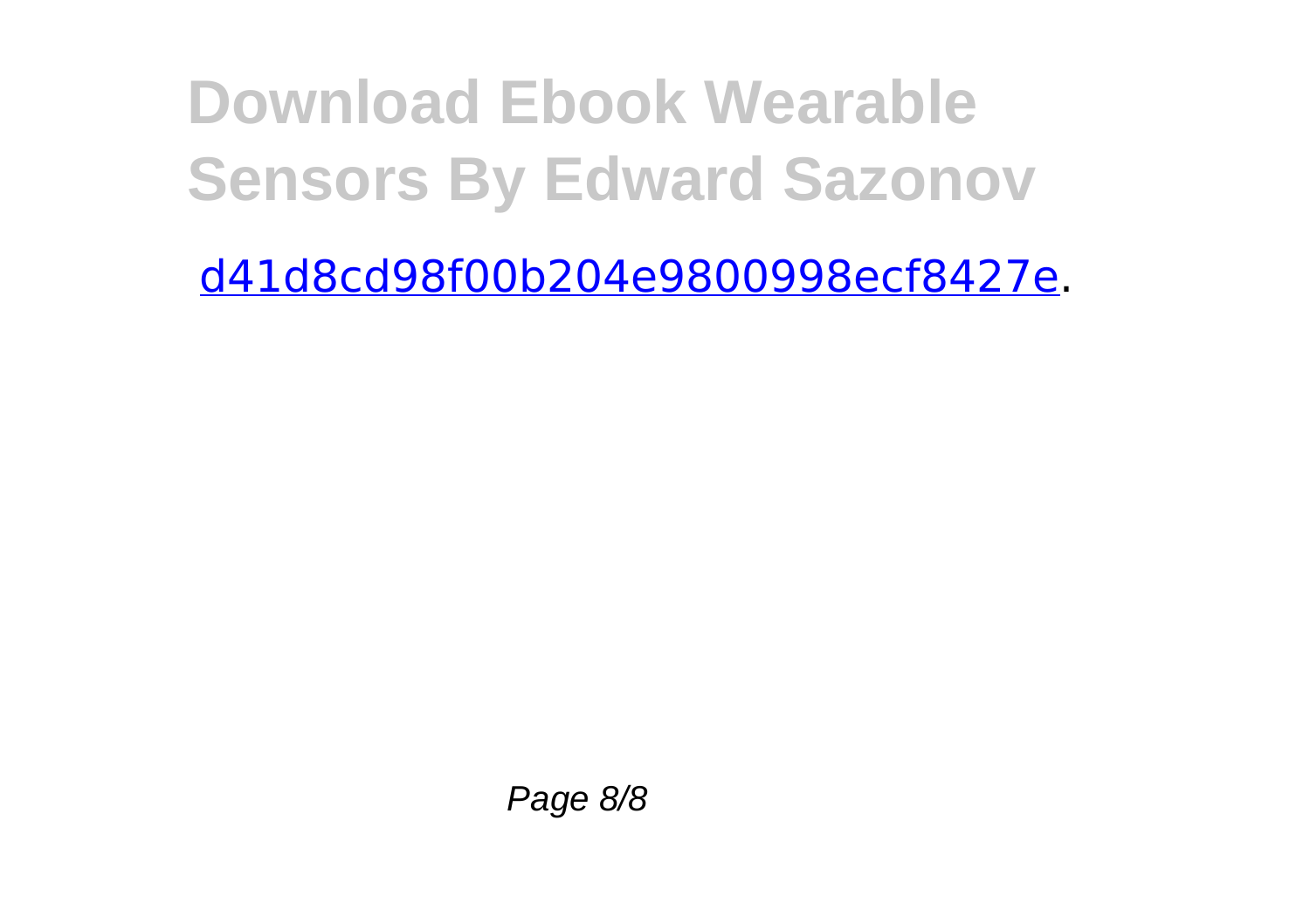d41d8cd98f00b204e9800998ecf8427e.